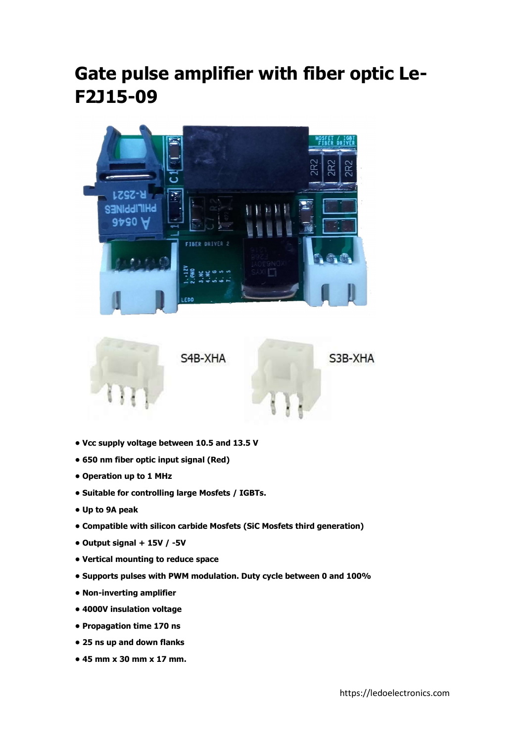# Gate pulse amplifier with fiber optic Le-F2J15-09

S4B-XHA

S3B-XHA

- **Vcc supply voltage between 10.5 and 13.5 V**
- **650 nm fiber optic input signal (Red)**
- **Operation up to 1 MHz**
- **Suitable for controlling large Mosfets / IGBTs.**
- **Up to 9A peak**
- **Compatible with silicon carbide Mosfets (SiC Mosfets third generation)**
- **Output signal + 15V / -5V**
- **Vertical mounting to reduce space**
- **Supports pulses with PWM modulation. Duty cycle between 0 and 100%**
- **Non-inverting amplifier**
- **4000V insulation voltage**
- **Propagation time 170 ns**
- **25 ns up and down flanks**
- **45 mm x 30 mm x 17 mm.**

https://ledoelectronics.com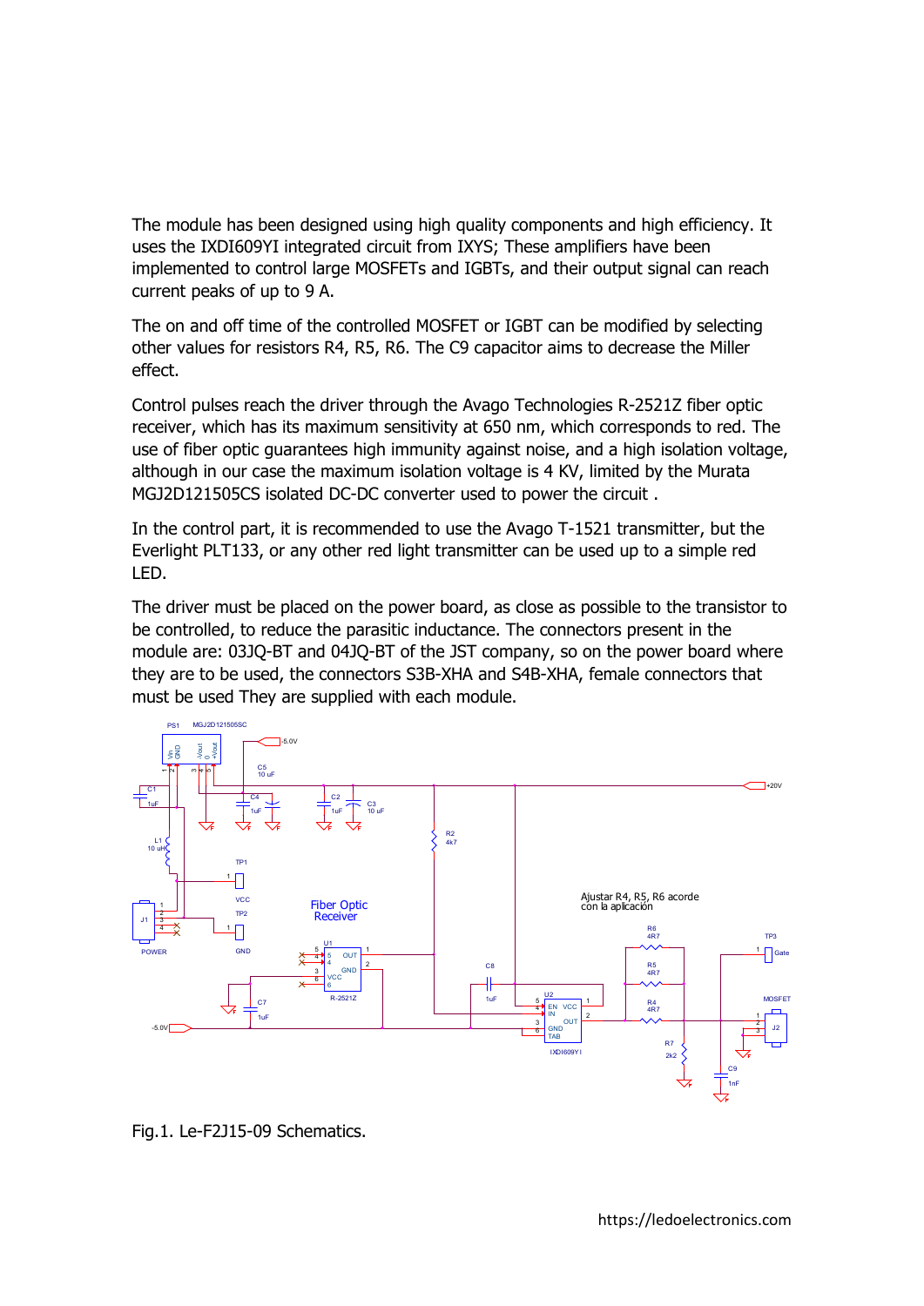The module has been designed using high quality components and high efficiency. It uses the IXDI609YI integrated circuit from IXYS; These amplifiers have been implemented to control large MOSFETs and IGBTs, and their output signal can reach current peaks of up to 9 A.

The on and off time of the controlled MOSFET or IGBT can be modified by selecting other values for resistors R4, R5, R6. The C9 capacitor aims to decrease the Miller effect.

Control pulses reach the driver through the Avago Technologies R-2521Z fiber optic receiver, which has its maximum sensitivity at 650 nm, which corresponds to red. The use of fiber optic guarantees high immunity against noise, and a high isolation voltage, although in our case the maximum isolation voltage is 4 KV, limited by the Murata MGJ2D121505CS isolated DC-DC converter used to power the circuit .

In the control part, it is recommended to use the Avago T-1521 transmitter, but the Everlight PLT133, or any other red light transmitter can be used up to a simple red LED.

The driver must be placed on the power board, as close as possible to the transistor to be controlled, to reduce the parasitic inductance. The connectors present in the module are: 03JQ-BT and 04JQ-BT of the JST company, so on the power board where they are to be used, the connectors S3B-XHA and S4B-XHA, female connectors that must be used They are supplied with each module.

Fig.1. Le-F2J15-09 Schematics.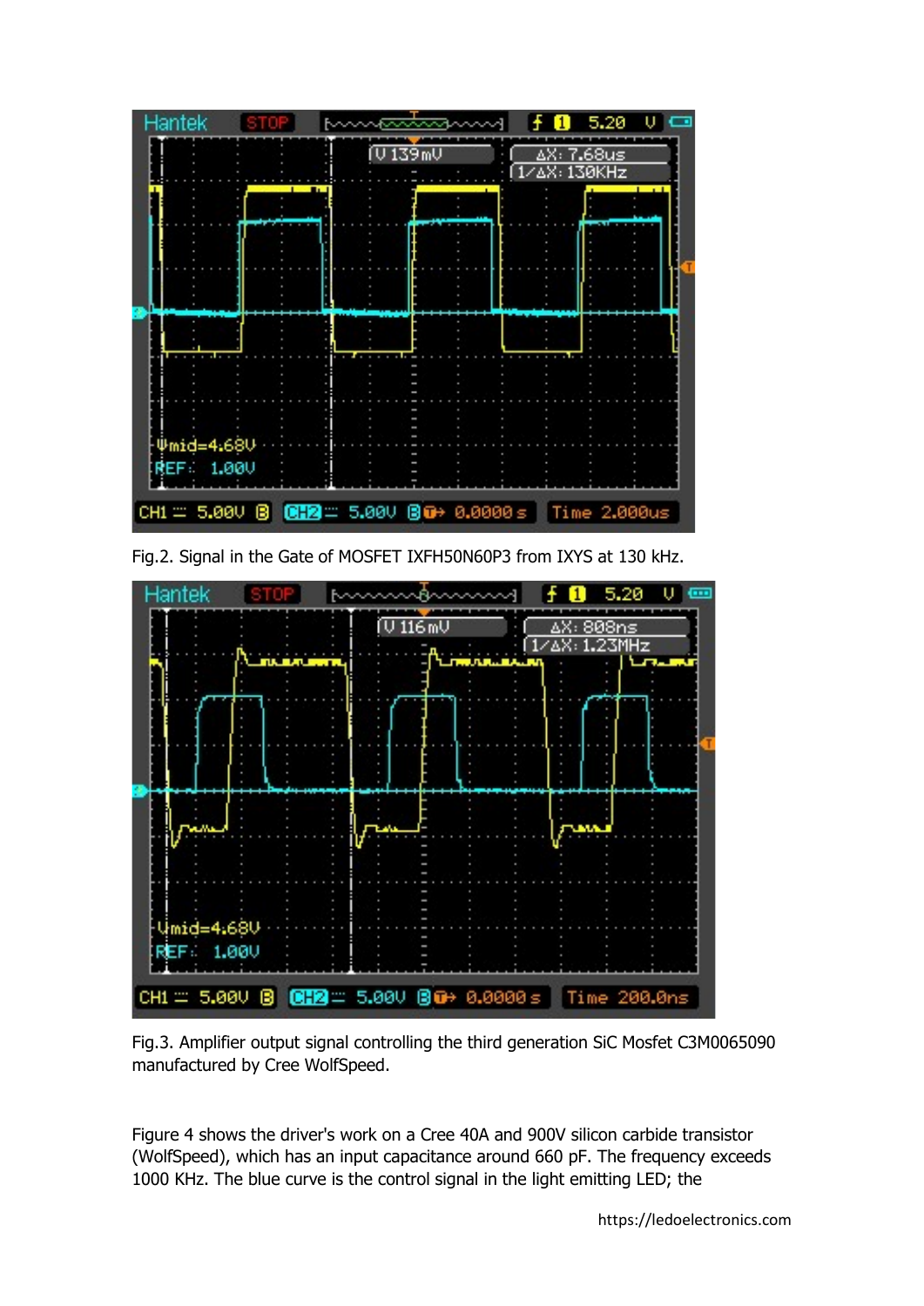Fig.2. Signal in the Gate of MOSFET IXFH50N60P3 from IXYS at 130 kHz.

Fig.3. Amplifier output signal controlling the third generation SiC Mosfet C3M0065090 manufactured by Cree WolfSpeed.

Figure 4 shows the driver's work on a Cree 40A and 900V silicon carbide transistor (WolfSpeed), which has an input capacitance around 660 pF. The frequency exceeds 1000 KHz. The blue curve is the control signal in the light emitting LED; the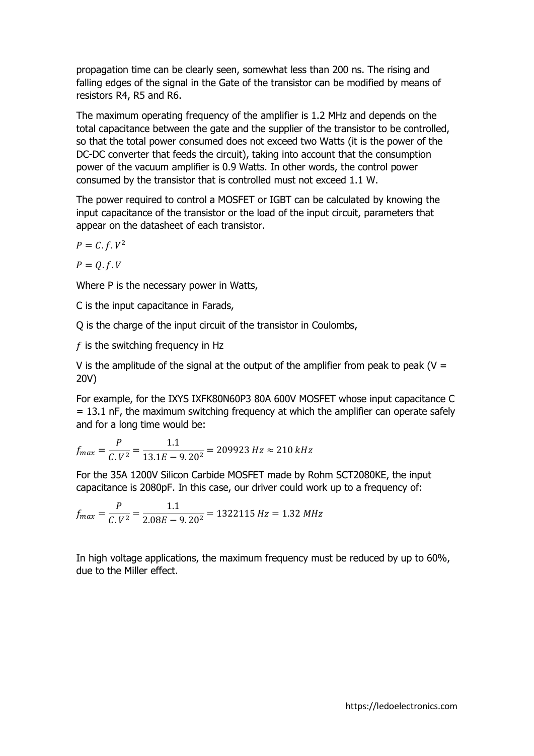propagation time can be clearly seen, somewhat less than 200 ns. The rising and falling edges of the signal in the Gate of the transistor can be modified by means of resistors R4, R5 and R6.

The maximum operating frequency of the amplifier is 1.2 MHz and depends on the total capacitance between the gate and the supplier of the transistor to be controlled, so that the total power consumed does not exceed two Watts (it is the power of the DC-DC converter that feeds the circuit), taking into account that the consumption power of the vacuum amplifier is 0.9 Watts. In other words, the control power consumed by the transistor that is controlled must not exceed 1.1 W.

The power required to control a MOSFET or IGBT can be calculated by knowing the input capacitance of the transistor or the load of the input circuit, parameters that appear on the datasheet of each transistor.

$P = C.f.V^2$

$P = Q.f.V$

Where P is the necessary power in Watts,

C is the input capacitance in Farads,

Q is the charge of the input circuit of the transistor in Coulombs,

$f$ is the switching frequency in Hz

V is the amplitude of the signal at the output of the amplifier from peak to peak (V = 20V)

For example, for the IXYS IXFK80N60P3 80A 600V MOSFET whose input capacitance C = 13.1 nF, the maximum switching frequency at which the amplifier can operate safely and for a long time would be:

$$f_{max} = \frac{P}{C.V^2} = \frac{1.1}{13.1E-9.20^2} = 209923\ Hz \approx 210\ kHz$$

For the 35A 1200V Silicon Carbide MOSFET made by Rohm SCT2080KE, the input capacitance is 2080pF. In this case, our driver could work up to a frequency of:

$$f_{max} = \frac{P}{C.V^2} = \frac{1.1}{2.08E-9.20^2} = 1322115\ Hz = 1.32\ MHz$$

In high voltage applications, the maximum frequency must be reduced by up to 60%, due to the Miller effect.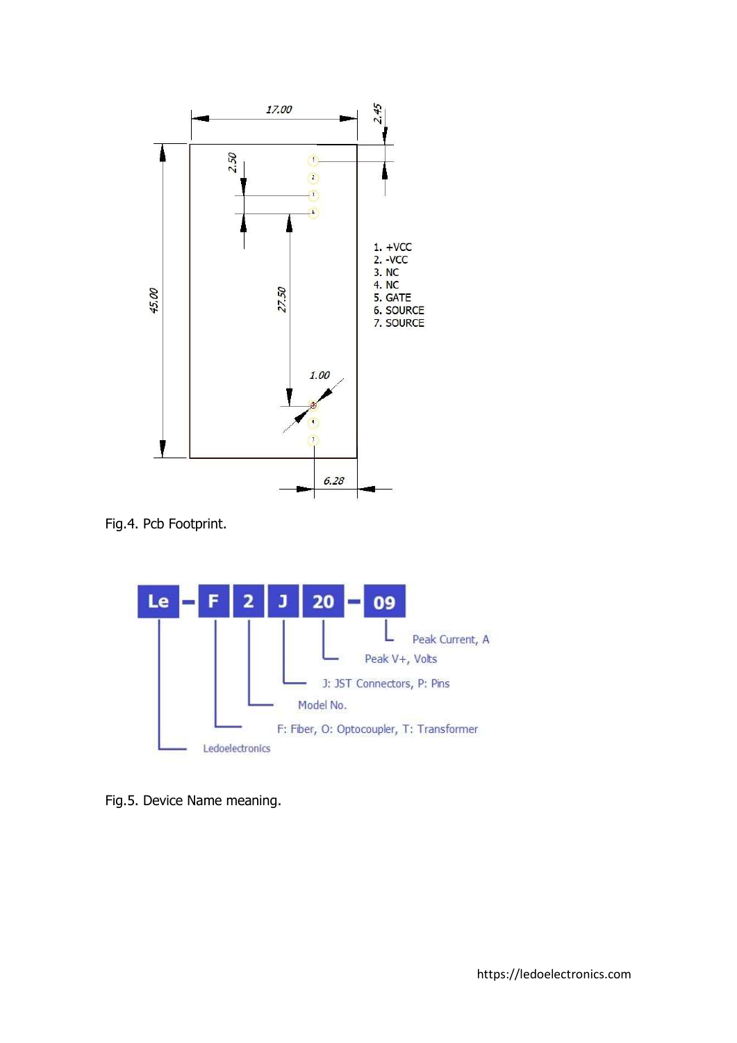1. +VCC
2. -VCC
3. NC
4. NC
5. GATE
6. SOURCE
7. SOURCE

Fig.4. Pcb Footprint.

Fig.5. Device Name meaning.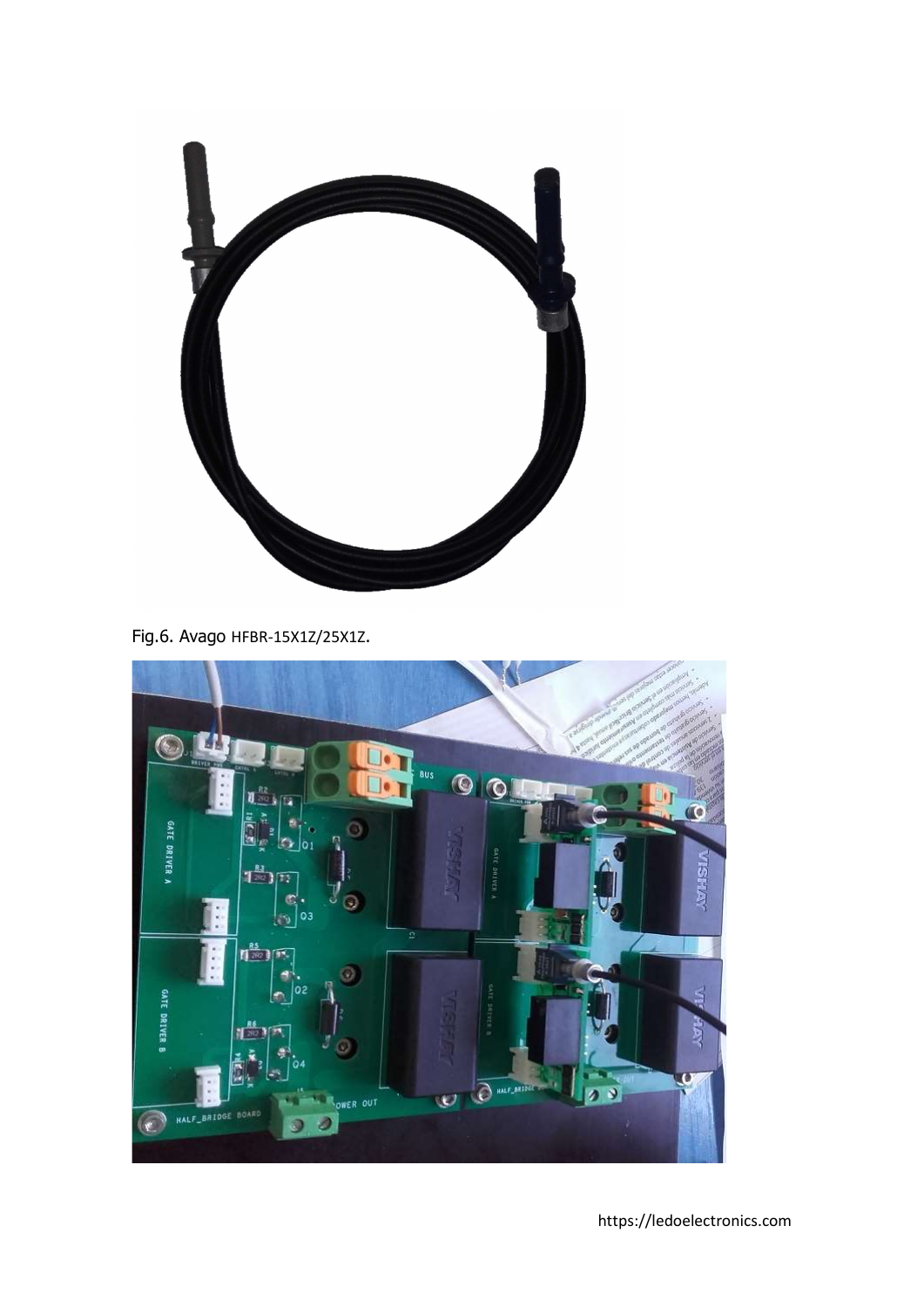Fig.6. Avago HFBR-15X1Z/25X1Z.

https://ledoelectronics.com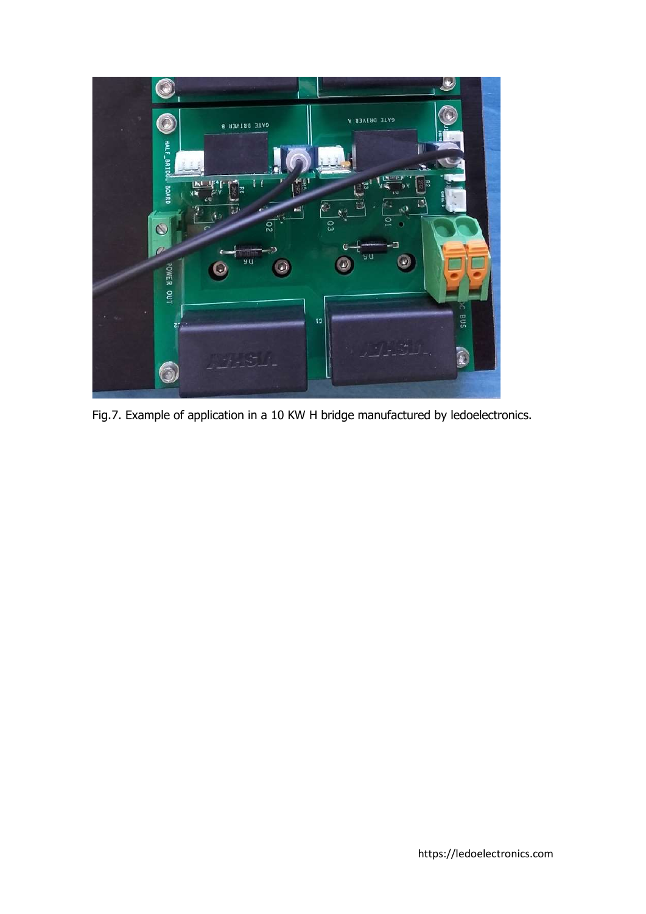Fig.7. Example of application in a 10 KW H bridge manufactured by ledoelectronics.